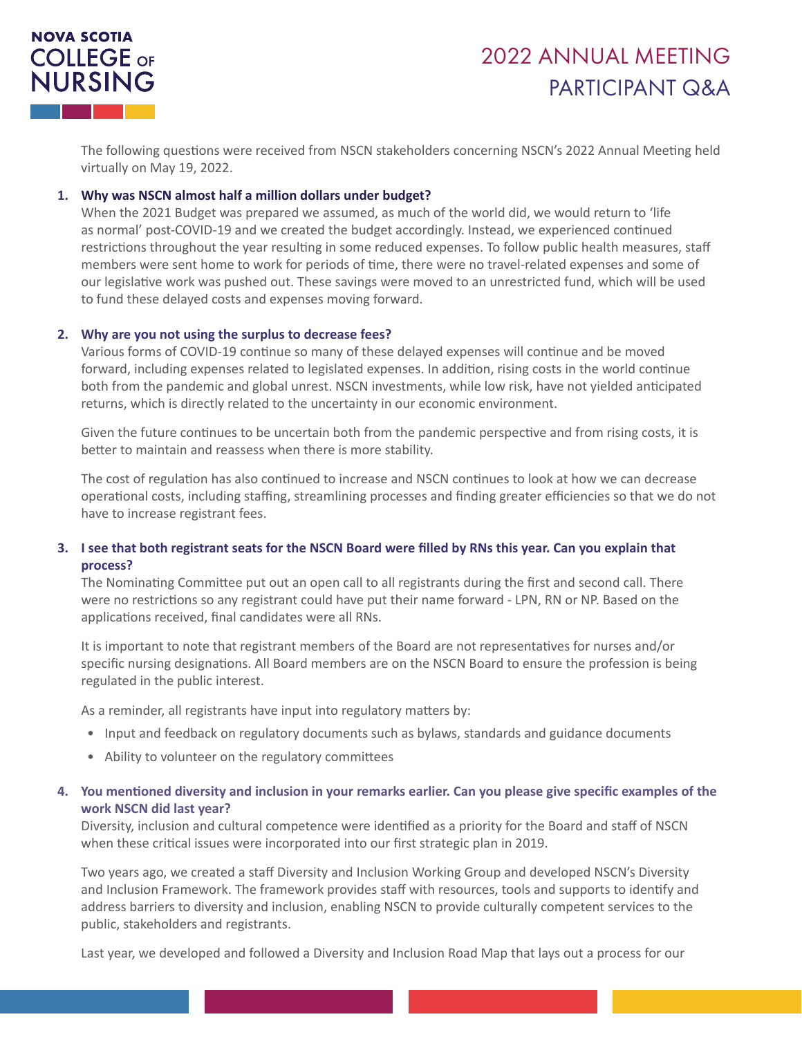# 2022 ANNUAL MEETING PARTICIPANT Q&A

The following questions were received from NSCN stakeholders concerning NSCN's 2022 Annual Meeting held virtually on May 19, 2022.

1. **Why was NSCN almost half a million dollars under budget?**

   When the 2021 Budget was prepared we assumed, as much of the world did, we would return to 'life as normal' post-COVID-19 and we created the budget accordingly. Instead, we experienced continued restrictions throughout the year resulting in some reduced expenses. To follow public health measures, staff members were sent home to work for periods of time, there were no travel-related expenses and some of our legislative work was pushed out. These savings were moved to an unrestricted fund, which will be used to fund these delayed costs and expenses moving forward.

2. **Why are you not using the surplus to decrease fees?**

   Various forms of COVID-19 continue so many of these delayed expenses will continue and be moved forward, including expenses related to legislated expenses. In addition, rising costs in the world continue both from the pandemic and global unrest. NSCN investments, while low risk, have not yielded anticipated returns, which is directly related to the uncertainty in our economic environment.

   Given the future continues to be uncertain both from the pandemic perspective and from rising costs, it is better to maintain and reassess when there is more stability.

   The cost of regulation has also continued to increase and NSCN continues to look at how we can decrease operational costs, including staffing, streamlining processes and finding greater efficiencies so that we do not have to increase registrant fees.

3. **I see that both registrant seats for the NSCN Board were filled by RNs this year. Can you explain that process?**

   The Nominating Committee put out an open call to all registrants during the first and second call. There were no restrictions so any registrant could have put their name forward - LPN, RN or NP. Based on the applications received, final candidates were all RNs.

   It is important to note that registrant members of the Board are not representatives for nurses and/or specific nursing designations. All Board members are on the NSCN Board to ensure the profession is being regulated in the public interest.

   As a reminder, all registrants have input into regulatory matters by:

   - Input and feedback on regulatory documents such as bylaws, standards and guidance documents
   - Ability to volunteer on the regulatory committees

4. **You mentioned diversity and inclusion in your remarks earlier. Can you please give specific examples of the work NSCN did last year?**

   Diversity, inclusion and cultural competence were identified as a priority for the Board and staff of NSCN when these critical issues were incorporated into our first strategic plan in 2019.

   Two years ago, we created a staff Diversity and Inclusion Working Group and developed NSCN's Diversity and Inclusion Framework. The framework provides staff with resources, tools and supports to identify and address barriers to diversity and inclusion, enabling NSCN to provide culturally competent services to the public, stakeholders and registrants.

   Last year, we developed and followed a Diversity and Inclusion Road Map that lays out a process for our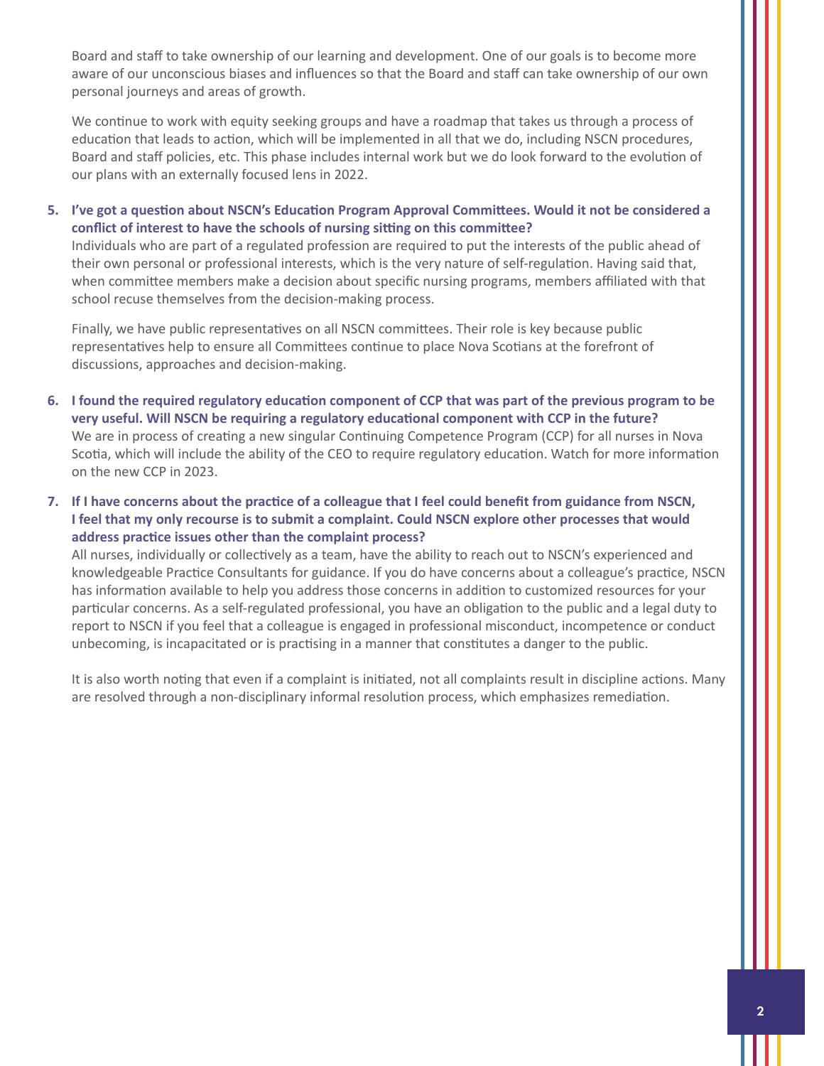Board and staff to take ownership of our learning and development. One of our goals is to become more aware of our unconscious biases and influences so that the Board and staff can take ownership of our own personal journeys and areas of growth.

We continue to work with equity seeking groups and have a roadmap that takes us through a process of education that leads to action, which will be implemented in all that we do, including NSCN procedures, Board and staff policies, etc. This phase includes internal work but we do look forward to the evolution of our plans with an externally focused lens in 2022.

5. **I've got a question about NSCN's Education Program Approval Committees. Would it not be considered a conflict of interest to have the schools of nursing sitting on this committee?**
   Individuals who are part of a regulated profession are required to put the interests of the public ahead of their own personal or professional interests, which is the very nature of self-regulation. Having said that, when committee members make a decision about specific nursing programs, members affiliated with that school recuse themselves from the decision-making process.

   Finally, we have public representatives on all NSCN committees. Their role is key because public representatives help to ensure all Committees continue to place Nova Scotians at the forefront of discussions, approaches and decision-making.

6. **I found the required regulatory education component of CCP that was part of the previous program to be very useful. Will NSCN be requiring a regulatory educational component with CCP in the future?**
   We are in process of creating a new singular Continuing Competence Program (CCP) for all nurses in Nova Scotia, which will include the ability of the CEO to require regulatory education. Watch for more information on the new CCP in 2023.

7. **If I have concerns about the practice of a colleague that I feel could benefit from guidance from NSCN, I feel that my only recourse is to submit a complaint. Could NSCN explore other processes that would address practice issues other than the complaint process?**
   All nurses, individually or collectively as a team, have the ability to reach out to NSCN's experienced and knowledgeable Practice Consultants for guidance. If you do have concerns about a colleague's practice, NSCN has information available to help you address those concerns in addition to customized resources for your particular concerns. As a self-regulated professional, you have an obligation to the public and a legal duty to report to NSCN if you feel that a colleague is engaged in professional misconduct, incompetence or conduct unbecoming, is incapacitated or is practising in a manner that constitutes a danger to the public.

   It is also worth noting that even if a complaint is initiated, not all complaints result in discipline actions. Many are resolved through a non-disciplinary informal resolution process, which emphasizes remediation.